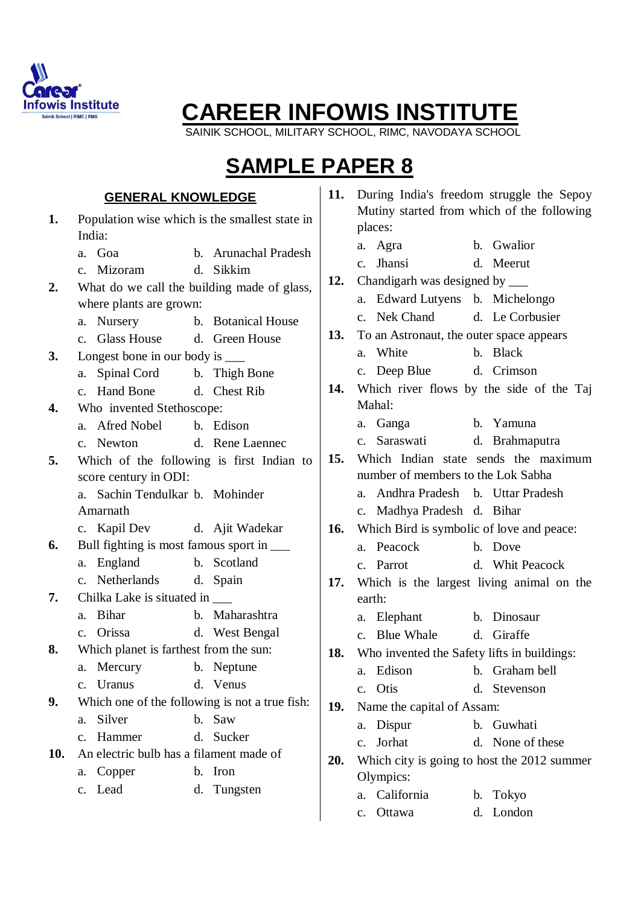# CAREER INFOWIS INSTITUTE

SAINIK SCHOOL, MILITARY SCHOOL, RIMC, NAVODAYA SCHOOL

# SAMPLE PAPER 8

## GENERAL KNOWLEDGE

**1.** Population wise which is the smallest state in India:
a. Goa  b. Arunachal Pradesh
c. Mizoram  d. Sikkim

**2.** What do we call the building made of glass, where plants are grown:
a. Nursery  b. Botanical House
c. Glass House  d. Green House

**3.** Longest bone in our body is ___
a. Spinal Cord  b. Thigh Bone
c. Hand Bone  d. Chest Rib

**4.** Who invented Stethoscope:
a. Afred Nobel  b. Edison
c. Newton  d. Rene Laennec

**5.** Which of the following is first Indian to score century in ODI:
a. Sachin Tendulkar  b. Mohinder Amarnath
c. Kapil Dev  d. Ajit Wadekar

**6.** Bull fighting is most famous sport in ___
a. England  b. Scotland
c. Netherlands  d. Spain

**7.** Chilka Lake is situated in ___
a. Bihar  b. Maharashtra
c. Orissa  d. West Bengal

**8.** Which planet is farthest from the sun:
a. Mercury  b. Neptune
c. Uranus  d. Venus

**9.** Which one of the following is not a true fish:
a. Silver  b. Saw
c. Hammer  d. Sucker

**10.** An electric bulb has a filament made of
a. Copper  b. Iron
c. Lead  d. Tungsten

**11.** During India's freedom struggle the Sepoy Mutiny started from which of the following places:
a. Agra  b. Gwalior
c. Jhansi  d. Meerut

**12.** Chandigarh was designed by ___
a. Edward Lutyens  b. Michelongo
c. Nek Chand  d. Le Corbusier

**13.** To an Astronaut, the outer space appears
a. White  b. Black
c. Deep Blue  d. Crimson

**14.** Which river flows by the side of the Taj Mahal:
a. Ganga  b. Yamuna
c. Saraswati  d. Brahmaputra

**15.** Which Indian state sends the maximum number of members to the Lok Sabha
a. Andhra Pradesh  b. Uttar Pradesh
c. Madhya Pradesh  d. Bihar

**16.** Which Bird is symbolic of love and peace:
a. Peacock  b. Dove
c. Parrot  d. Whit Peacock

**17.** Which is the largest living animal on the earth:
a. Elephant  b. Dinosaur
c. Blue Whale  d. Giraffe

**18.** Who invented the Safety lifts in buildings:
a. Edison  b. Graham bell
c. Otis  d. Stevenson

**19.** Name the capital of Assam:
a. Dispur  b. Guwhati
c. Jorhat  d. None of these

**20.** Which city is going to host the 2012 summer Olympics:
a. California  b. Tokyo
c. Ottawa  d. London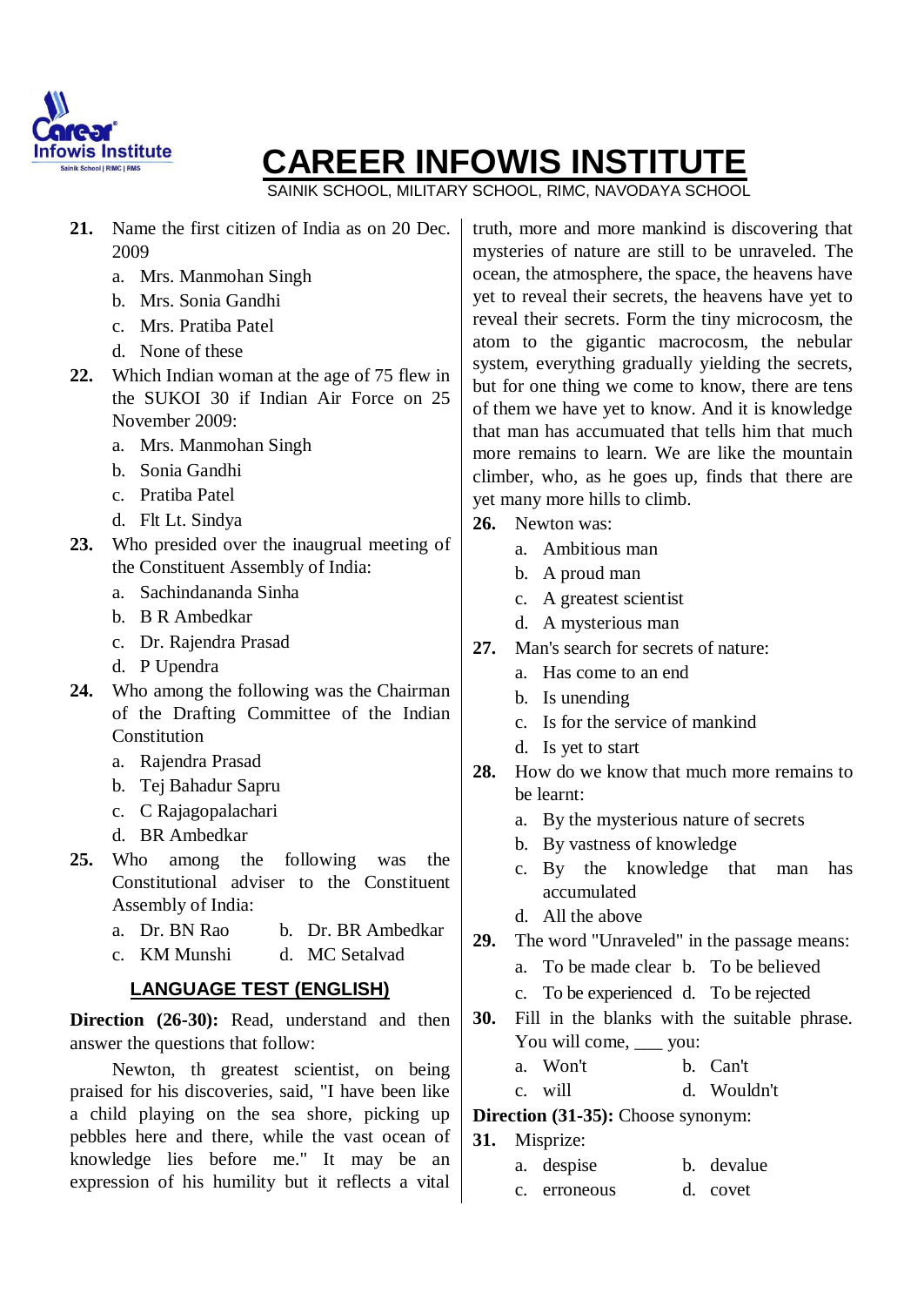**21.** Name the first citizen of India as on 20 Dec. 2009

a. Mrs. Manmohan Singh
b. Mrs. Sonia Gandhi
c. Mrs. Pratiba Patel
d. None of these

**22.** Which Indian woman at the age of 75 flew in the SUKOI 30 if Indian Air Force on 25 November 2009:

a. Mrs. Manmohan Singh
b. Sonia Gandhi
c. Pratiba Patel
d. Flt Lt. Sindya

**23.** Who presided over the inaugrual meeting of the Constituent Assembly of India:

a. Sachindananda Sinha
b. B R Ambedkar
c. Dr. Rajendra Prasad
d. P Upendra

**24.** Who among the following was the Chairman of the Drafting Committee of the Indian Constitution

a. Rajendra Prasad
b. Tej Bahadur Sapru
c. C Rajagopalachari
d. BR Ambedkar

**25.** Who among the following was the Constitutional adviser to the Constituent Assembly of India:

a. Dr. BN Rao
b. Dr. BR Ambedkar
c. KM Munshi
d. MC Setalvad

## LANGUAGE TEST (ENGLISH)

**Direction (26-30):** Read, understand and then answer the questions that follow:

Newton, th greatest scientist, on being praised for his discoveries, said, "I have been like a child playing on the sea shore, picking up pebbles here and there, while the vast ocean of knowledge lies before me." It may be an expression of his humility but it reflects a vital truth, more and more mankind is discovering that mysteries of nature are still to be unraveled. The ocean, the atmosphere, the space, the heavens have yet to reveal their secrets, the heavens have yet to reveal their secrets. Form the tiny microcosm, the atom to the gigantic macrocosm, the nebular system, everything gradually yielding the secrets, but for one thing we come to know, there are tens of them we have yet to know. And it is knowledge that man has accumuated that tells him that much more remains to learn. We are like the mountain climber, who, as he goes up, finds that there are yet many more hills to climb.

**26.** Newton was:

a. Ambitious man
b. A proud man
c. A greatest scientist
d. A mysterious man

**27.** Man's search for secrets of nature:

a. Has come to an end
b. Is unending
c. Is for the service of mankind
d. Is yet to start

**28.** How do we know that much more remains to be learnt:

a. By the mysterious nature of secrets
b. By vastness of knowledge
c. By the knowledge that man has accumulated
d. All the above

**29.** The word "Unraveled" in the passage means:

a. To be made clear
b. To be believed
c. To be experienced
d. To be rejected

**30.** Fill in the blanks with the suitable phrase. You will come, ___ you:

a. Won't
b. Can't
c. will
d. Wouldn't

**Direction (31-35):** Choose synonym:

**31.** Misprize:

a. despise
b. devalue
c. erroneous
d. covet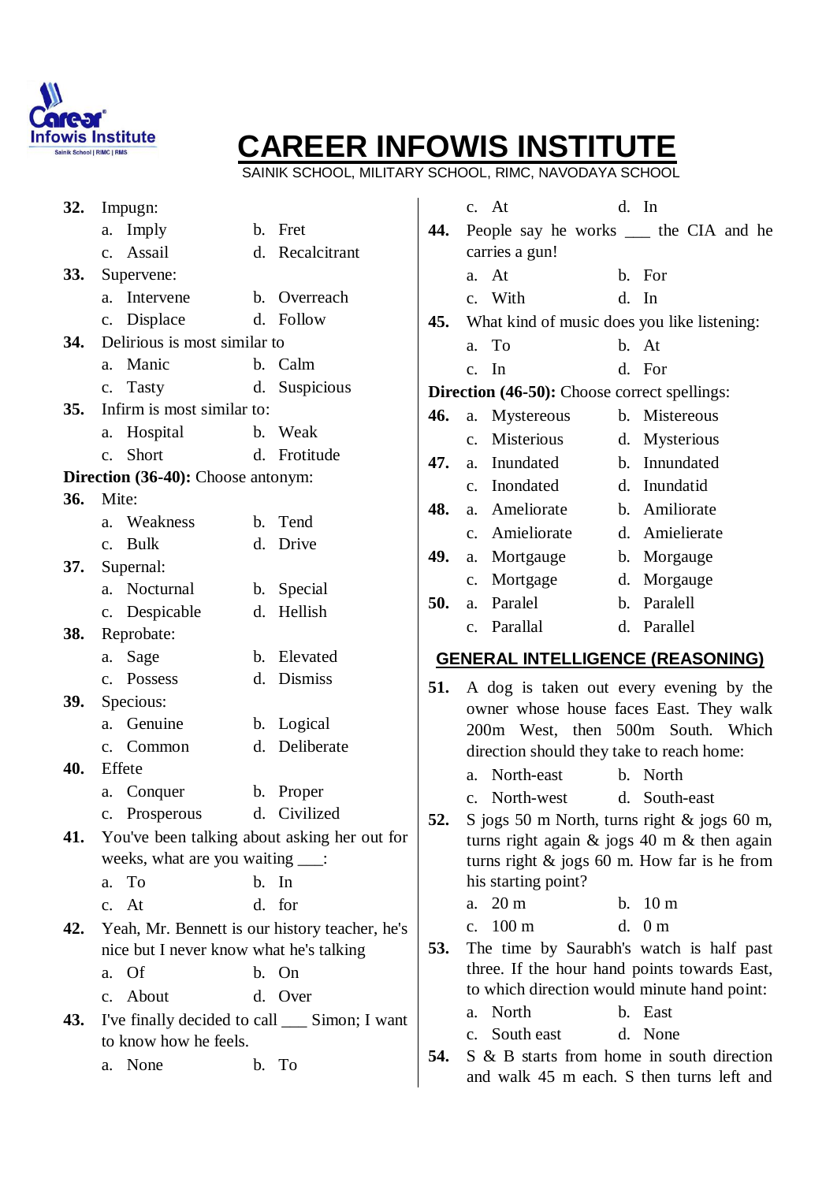**32.** Impugn:

a. Imply  b. Fret
c. Assail  d. Recalcitrant

**33.** Supervene:

a. Intervene  b. Overreach
c. Displace  d. Follow

**34.** Delirious is most similar to

a. Manic  b. Calm
c. Tasty  d. Suspicious

**35.** Infirm is most similar to:

a. Hospital  b. Weak
c. Short  d. Frotitude

**Direction (36-40):** Choose antonym:

**36.** Mite:

a. Weakness  b. Tend
c. Bulk  d. Drive

**37.** Supernal:

a. Nocturnal  b. Special
c. Despicable  d. Hellish

**38.** Reprobate:

a. Sage  b. Elevated
c. Possess  d. Dismiss

**39.** Specious:

a. Genuine  b. Logical
c. Common  d. Deliberate

**40.** Effete

a. Conquer  b. Proper
c. Prosperous  d. Civilized

**41.** You've been talking about asking her out for weeks, what are you waiting ___:

a. To  b. In
c. At  d. for

**42.** Yeah, Mr. Bennett is our history teacher, he's nice but I never know what he's talking

a. Of  b. On
c. About  d. Over

**43.** I've finally decided to call ___ Simon; I want to know how he feels.

a. None  b. To
c. At  d. In

**44.** People say he works ___ the CIA and he carries a gun!

a. At  b. For
c. With  d. In

**45.** What kind of music does you like listening:

a. To  b. At
c. In  d. For

**Direction (46-50):** Choose correct spellings:

**46.** a. Mystereous  b. Mistereous
c. Misterious  d. Mysterious

**47.** a. Inundated  b. Innundated
c. Inondated  d. Inundatid

**48.** a. Ameliorate  b. Amiliorate
c. Amieliorate  d. Amielierate

**49.** a. Mortgauge  b. Morgauge
c. Mortgage  d. Morgauge

**50.** a. Paralel  b. Paralell
c. Parallal  d. Parallel

## GENERAL INTELLIGENCE (REASONING)

**51.** A dog is taken out every evening by the owner whose house faces East. They walk 200m West, then 500m South. Which direction should they take to reach home:

a. North-east  b. North
c. North-west  d. South-east

**52.** S jogs 50 m North, turns right & jogs 60 m, turns right again & jogs 40 m & then again turns right & jogs 60 m. How far is he from his starting point?

a. 20 m  b. 10 m
c. 100 m  d. 0 m

**53.** The time by Saurabh's watch is half past three. If the hour hand points towards East, to which direction would minute hand point:

a. North  b. East
c. South east  d. None

**54.** S & B starts from home in south direction and walk 45 m each. S then turns left and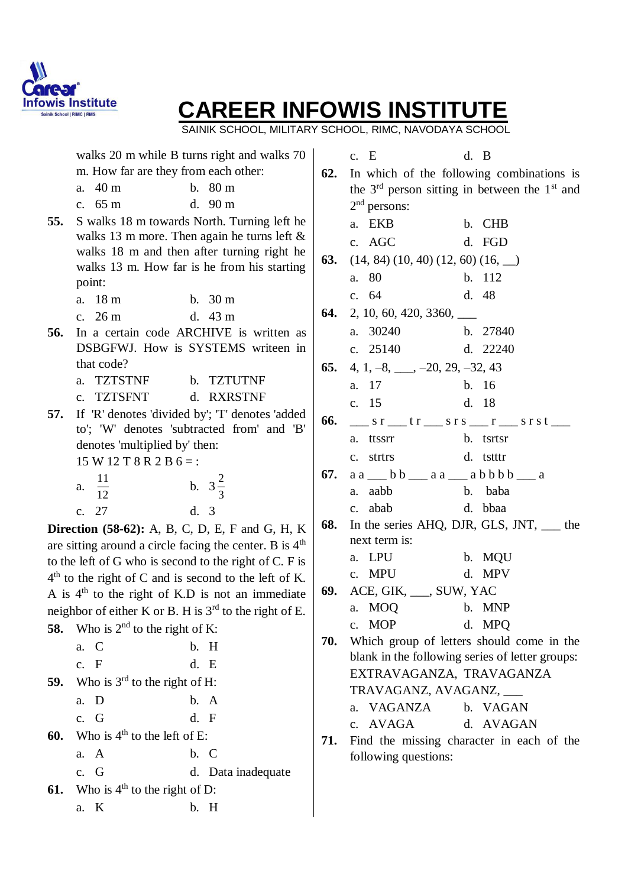walks 20 m while B turns right and walks 70 m. How far are they from each other:

a. 40 m  b. 80 m
c. 65 m  d. 90 m

**55.** S walks 18 m towards North. Turning left he walks 13 m more. Then again he turns left & walks 18 m and then after turning right he walks 13 m. How far is he from his starting point:

a. 18 m  b. 30 m
c. 26 m  d. 43 m

**56.** In a certain code ARCHIVE is written as DSBGFWJ. How is SYSTEMS writeen in that code?

a. TZTSTNF  b. TZTUTNF
c. TZTSFNT  d. RXRSTNF

**57.** If 'R' denotes 'divided by'; 'T' denotes 'added to'; 'W' denotes 'subtracted from' and 'B' denotes 'multiplied by' then:

15 W 12 T 8 R 2 B 6 = :

a. $\frac{11}{12}$  b. $3\frac{2}{3}$
c. 27  d. 3

**Direction (58-62):** A, B, C, D, E, F and G, H, K are sitting around a circle facing the center. B is 4th to the left of G who is second to the right of C. F is 4th to the right of C and is second to the left of K. A is 4th to the right of K.D is not an immediate neighbor of either K or B. H is 3rd to the right of E.

**58.** Who is 2nd to the right of K:

a. C  b. H
c. F  d. E

**59.** Who is 3rd to the right of H:

a. D  b. A
c. G  d. F

**60.** Who is 4th to the left of E:

a. A  b. C
c. G  d. Data inadequate

**61.** Who is 4th to the right of D:

a. K  b. H
c. E  d. B

**62.** In which of the following combinations is the 3rd person sitting in between the 1st and 2nd persons:

a. EKB  b. CHB
c. AGC  d. FGD

**63.** (14, 84) (10, 40) (12, 60) (16, __)

a. 80  b. 112
c. 64  d. 48

**64.** 2, 10, 60, 420, 3360, ___

a. 30240  b. 27840
c. 25140  d. 22240

**65.** 4, 1, –8, ___, –20, 29, –32, 43

a. 17  b. 16
c. 15  d. 18

**66.** ___ s r ___ t r ___ s r s ___ r ___ s r s t ___

a. ttssrr  b. tsrtsr
c. strtrs  d. tstttr

**67.** a a ___ b b ___ a a ___ a b b b b ___ a

a. aabb  b. baba
c. abab  d. bbaa

**68.** In the series AHQ, DJR, GLS, JNT, ___ the next term is:

a. LPU  b. MQU
c. MPU  d. MPV

**69.** ACE, GIK, ___, SUW, YAC

a. MOQ  b. MNP
c. MOP  d. MPQ

**70.** Which group of letters should come in the blank in the following series of letter groups: EXTRAVAGANZA, TRAVAGANZA TRAVAGANZ, AVAGANZ, ___

a. VAGANZA  b. VAGAN
c. AVAGA  d. AVAGAN

**71.** Find the missing character in each of the following questions: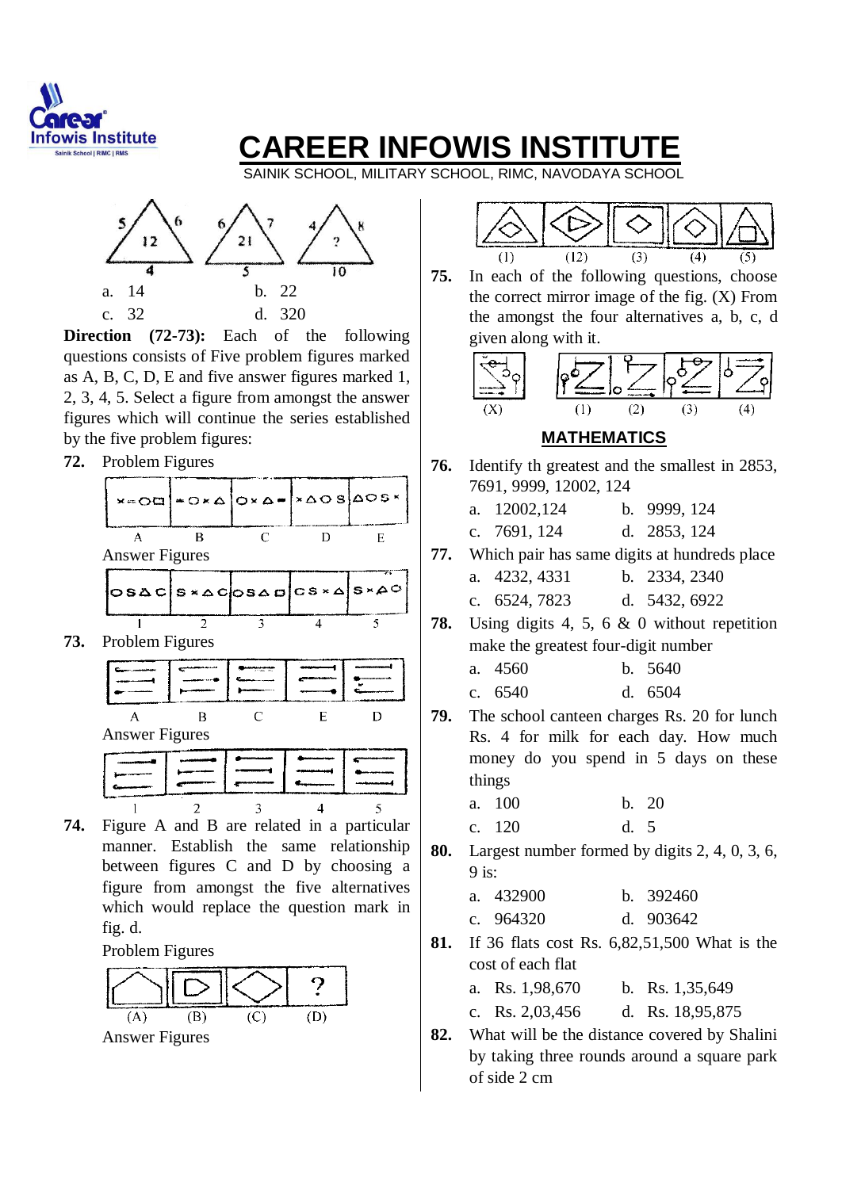a. 14 b. 22

c. 32 d. 320

**Direction (72-73):** Each of the following questions consists of Five problem figures marked as A, B, C, D, E and five answer figures marked 1, 2, 3, 4, 5. Select a figure from amongst the answer figures which will continue the series established by the five problem figures:

**72.** Problem Figures

Answer Figures

**73.** Problem Figures

Answer Figures

**74.** Figure A and B are related in a particular manner. Establish the same relationship between figures C and D by choosing a figure from amongst the five alternatives which would replace the question mark in fig. d.

Problem Figures

Answer Figures

**75.** In each of the following questions, choose the correct mirror image of the fig. (X) From the amongst the four alternatives a, b, c, d given along with it.

## MATHEMATICS

**76.** Identify th greatest and the smallest in 2853, 7691, 9999, 12002, 124

a. 12002,124 b. 9999, 124

c. 7691, 124 d. 2853, 124

**77.** Which pair has same digits at hundreds place

a. 4232, 4331 b. 2334, 2340

c. 6524, 7823 d. 5432, 6922

**78.** Using digits 4, 5, 6 & 0 without repetition make the greatest four-digit number

a. 4560 b. 5640

c. 6540 d. 6504

**79.** The school canteen charges Rs. 20 for lunch Rs. 4 for milk for each day. How much money do you spend in 5 days on these things

a. 100 b. 20

c. 120 d. 5

**80.** Largest number formed by digits 2, 4, 0, 3, 6, 9 is:

a. 432900 b. 392460

c. 964320 d. 903642

**81.** If 36 flats cost Rs. 6,82,51,500 What is the cost of each flat

a. Rs. 1,98,670 b. Rs. 1,35,649

c. Rs. 2,03,456 d. Rs. 18,95,875

**82.** What will be the distance covered by Shalini by taking three rounds around a square park of side 2 cm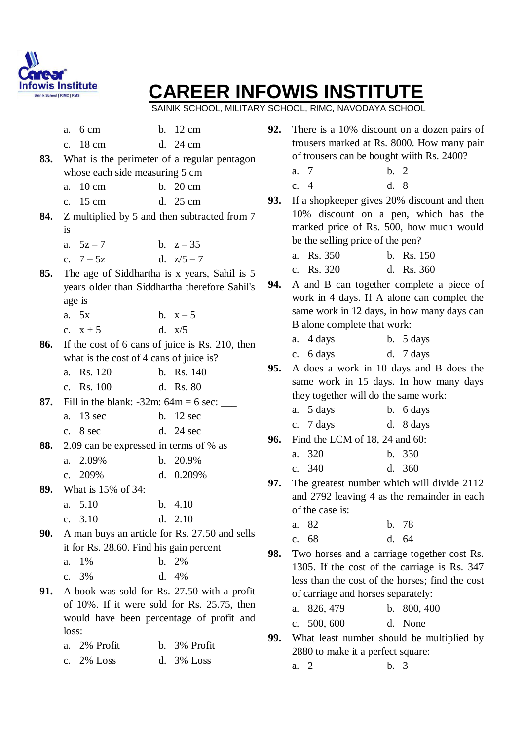a. 6 cm b. 12 cm
c. 18 cm d. 24 cm

**83.** What is the perimeter of a regular pentagon whose each side measuring 5 cm

a. 10 cm b. 20 cm
c. 15 cm d. 25 cm

**84.** Z multiplied by 5 and then subtracted from 7 is

a. $5z - 7$ b. $z - 35$
c. $7 - 5z$ d. $z/5 - 7$

**85.** The age of Siddhartha is x years, Sahil is 5 years older than Siddhartha therefore Sahil's age is

a. $5x$ b. $x - 5$
c. $x + 5$ d. $x/5$

**86.** If the cost of 6 cans of juice is Rs. 210, then what is the cost of 4 cans of juice is?

a. Rs. 120 b. Rs. 140
c. Rs. 100 d. Rs. 80

**87.** Fill in the blank: -32m: 64m = 6 sec: ___

a. 13 sec b. 12 sec
c. 8 sec d. 24 sec

**88.** 2.09 can be expressed in terms of % as

a. 2.09% b. 20.9%
c. 209% d. 0.209%

**89.** What is 15% of 34:

a. 5.10 b. 4.10
c. 3.10 d. 2.10

**90.** A man buys an article for Rs. 27.50 and sells it for Rs. 28.60. Find his gain percent

a. 1% b. 2%
c. 3% d. 4%

**91.** A book was sold for Rs. 27.50 with a profit of 10%. If it were sold for Rs. 25.75, then would have been percentage of profit and loss:

a. 2% Profit b. 3% Profit
c. 2% Loss d. 3% Loss

**92.** There is a 10% discount on a dozen pairs of trousers marked at Rs. 8000. How many pair of trousers can be bought wiith Rs. 2400?

a. 7 b. 2
c. 4 d. 8

**93.** If a shopkeeper gives 20% discount and then 10% discount on a pen, which has the marked price of Rs. 500, how much would be the selling price of the pen?

a. Rs. 350 b. Rs. 150
c. Rs. 320 d. Rs. 360

**94.** A and B can together complete a piece of work in 4 days. If A alone can complet the same work in 12 days, in how many days can B alone complete that work:

a. 4 days b. 5 days
c. 6 days d. 7 days

**95.** A does a work in 10 days and B does the same work in 15 days. In how many days they together will do the same work:

a. 5 days b. 6 days
c. 7 days d. 8 days

**96.** Find the LCM of 18, 24 and 60:

a. 320 b. 330
c. 340 d. 360

**97.** The greatest number which will divide 2112 and 2792 leaving 4 as the remainder in each of the case is:

a. 82 b. 78
c. 68 d. 64

**98.** Two horses and a carriage together cost Rs. 1305. If the cost of the carriage is Rs. 347 less than the cost of the horses; find the cost of carriage and horses separately:

a. 826, 479 b. 800, 400
c. 500, 600 d. None

**99.** What least number should be multiplied by 2880 to make it a perfect square:

a. 2 b. 3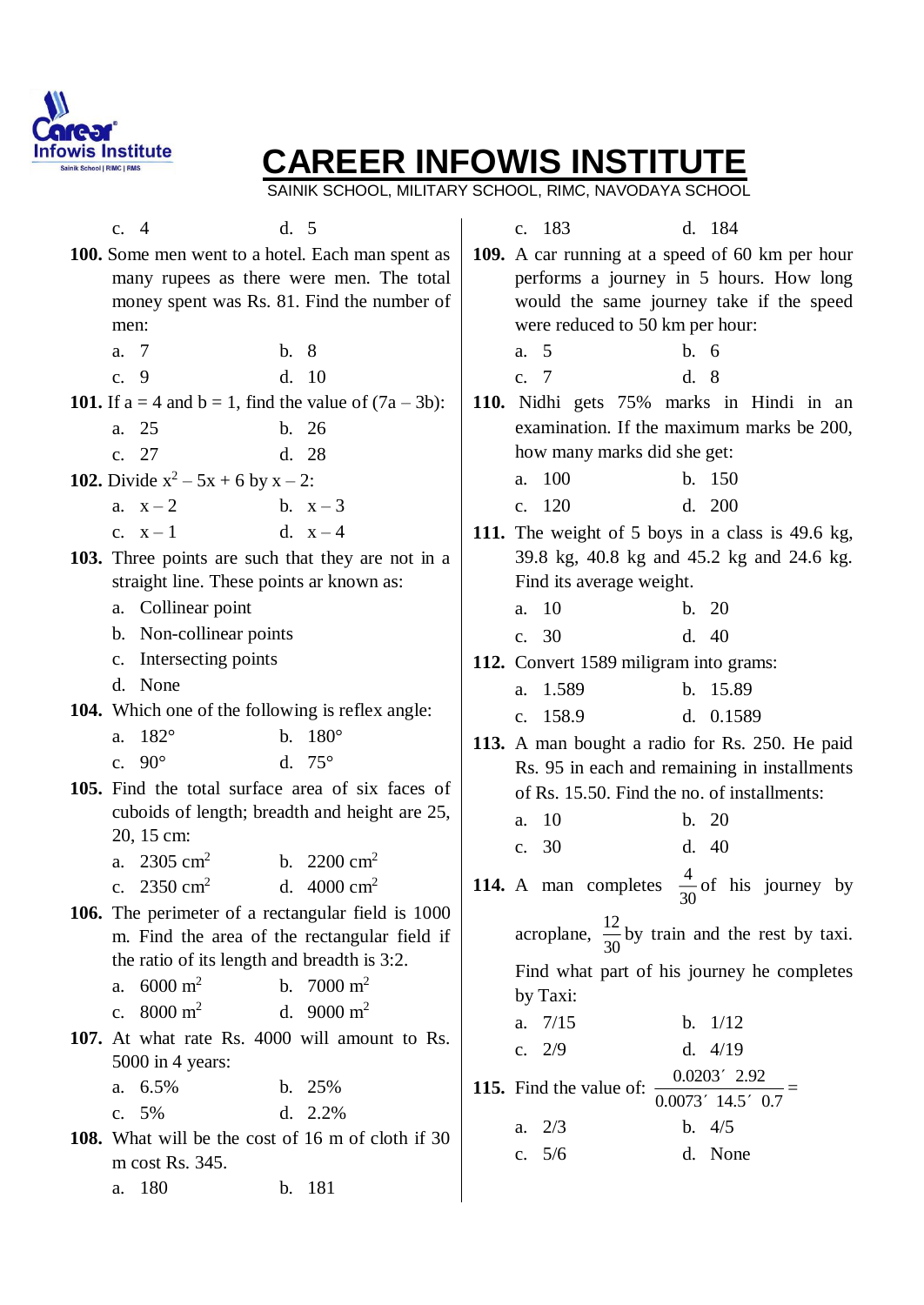c. 4 d. 5

**100.** Some men went to a hotel. Each man spent as many rupees as there were men. The total money spent was Rs. 81. Find the number of men:

a. 7 b. 8
c. 9 d. 10

**101.** If a = 4 and b = 1, find the value of (7a – 3b):

a. 25 b. 26
c. 27 d. 28

**102.** Divide $x^2 - 5x + 6$ by $x - 2$:

a. $x - 2$ b. $x - 3$
c. $x - 1$ d. $x - 4$

**103.** Three points are such that they are not in a straight line. These points ar known as:

a. Collinear point
b. Non-collinear points
c. Intersecting points
d. None

**104.** Which one of the following is reflex angle:

a. 182° b. 180°
c. 90° d. 75°

**105.** Find the total surface area of six faces of cuboids of length; breadth and height are 25, 20, 15 cm:

a. 2305 $cm^2$ b. 2200 $cm^2$
c. 2350 $cm^2$ d. 4000 $cm^2$

**106.** The perimeter of a rectangular field is 1000 m. Find the area of the rectangular field if the ratio of its length and breadth is 3:2.

a. 6000 $m^2$ b. 7000 $m^2$
c. 8000 $m^2$ d. 9000 $m^2$

**107.** At what rate Rs. 4000 will amount to Rs. 5000 in 4 years:

a. 6.5% b. 25%
c. 5% d. 2.2%

**108.** What will be the cost of 16 m of cloth if 30 m cost Rs. 345.

a. 180 b. 181
c. 183 d. 184

**109.** A car running at a speed of 60 km per hour performs a journey in 5 hours. How long would the same journey take if the speed were reduced to 50 km per hour:

a. 5 b. 6
c. 7 d. 8

**110.** Nidhi gets 75% marks in Hindi in an examination. If the maximum marks be 200, how many marks did she get:

a. 100 b. 150
c. 120 d. 200

**111.** The weight of 5 boys in a class is 49.6 kg, 39.8 kg, 40.8 kg and 45.2 kg and 24.6 kg. Find its average weight.

a. 10 b. 20
c. 30 d. 40

**112.** Convert 1589 miligram into grams:

a. 1.589 b. 15.89
c. 158.9 d. 0.1589

**113.** A man bought a radio for Rs. 250. He paid Rs. 95 in each and remaining in installments of Rs. 15.50. Find the no. of installments:

a. 10 b. 20
c. 30 d. 40

**114.** A man completes $\frac{4}{30}$ of his journey by acroplane, $\frac{12}{30}$ by train and the rest by taxi. Find what part of his journey he completes by Taxi:

a. 7/15 b. 1/12
c. 2/9 d. 4/19

**115.** Find the value of: $\frac{0.0203 \times 2.92}{0.0073 \times 14.5 \times 0.7} =$

a. 2/3 b. 4/5
c. 5/6 d. None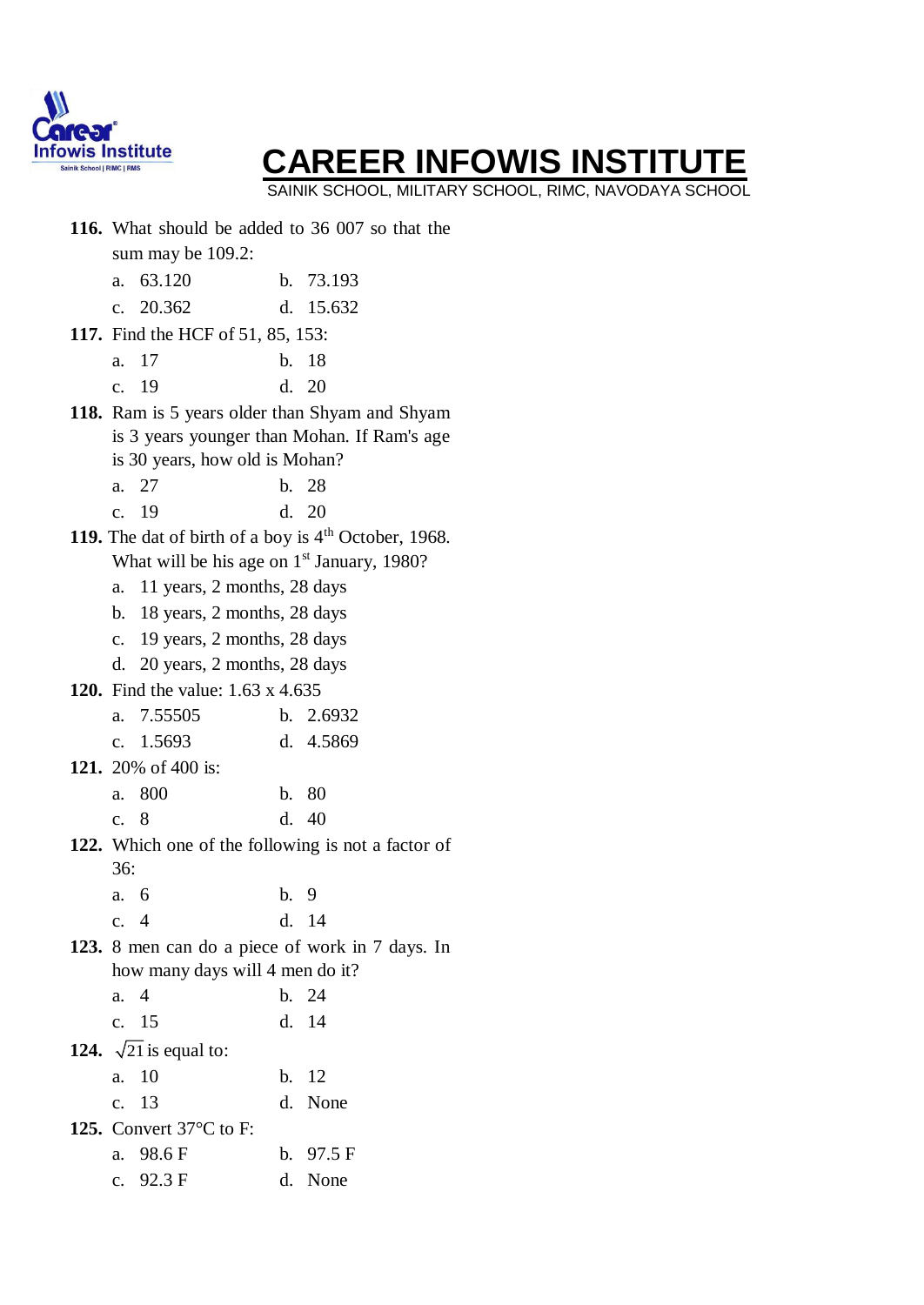# CAREER INFOWIS INSTITUTE

SAINIK SCHOOL, MILITARY SCHOOL, RIMC, NAVODAYA SCHOOL

**116.** What should be added to 36 007 so that the sum may be 109.2:

a. 63.120 b. 73.193
c. 20.362 d. 15.632

**117.** Find the HCF of 51, 85, 153:

a. 17 b. 18
c. 19 d. 20

**118.** Ram is 5 years older than Shyam and Shyam is 3 years younger than Mohan. If Ram's age is 30 years, how old is Mohan?

a. 27 b. 28
c. 19 d. 20

**119.** The dat of birth of a boy is 4th October, 1968. What will be his age on 1st January, 1980?

a. 11 years, 2 months, 28 days
b. 18 years, 2 months, 28 days
c. 19 years, 2 months, 28 days
d. 20 years, 2 months, 28 days

**120.** Find the value: 1.63 x 4.635

a. 7.55505 b. 2.6932
c. 1.5693 d. 4.5869

**121.** 20% of 400 is:

a. 800 b. 80
c. 8 d. 40

**122.** Which one of the following is not a factor of 36:

a. 6 b. 9
c. 4 d. 14

**123.** 8 men can do a piece of work in 7 days. In how many days will 4 men do it?

a. 4 b. 24
c. 15 d. 14

**124.** $\sqrt{21}$ is equal to:

a. 10 b. 12
c. 13 d. None

**125.** Convert 37°C to F:

a. 98.6 F b. 97.5 F
c. 92.3 F d. None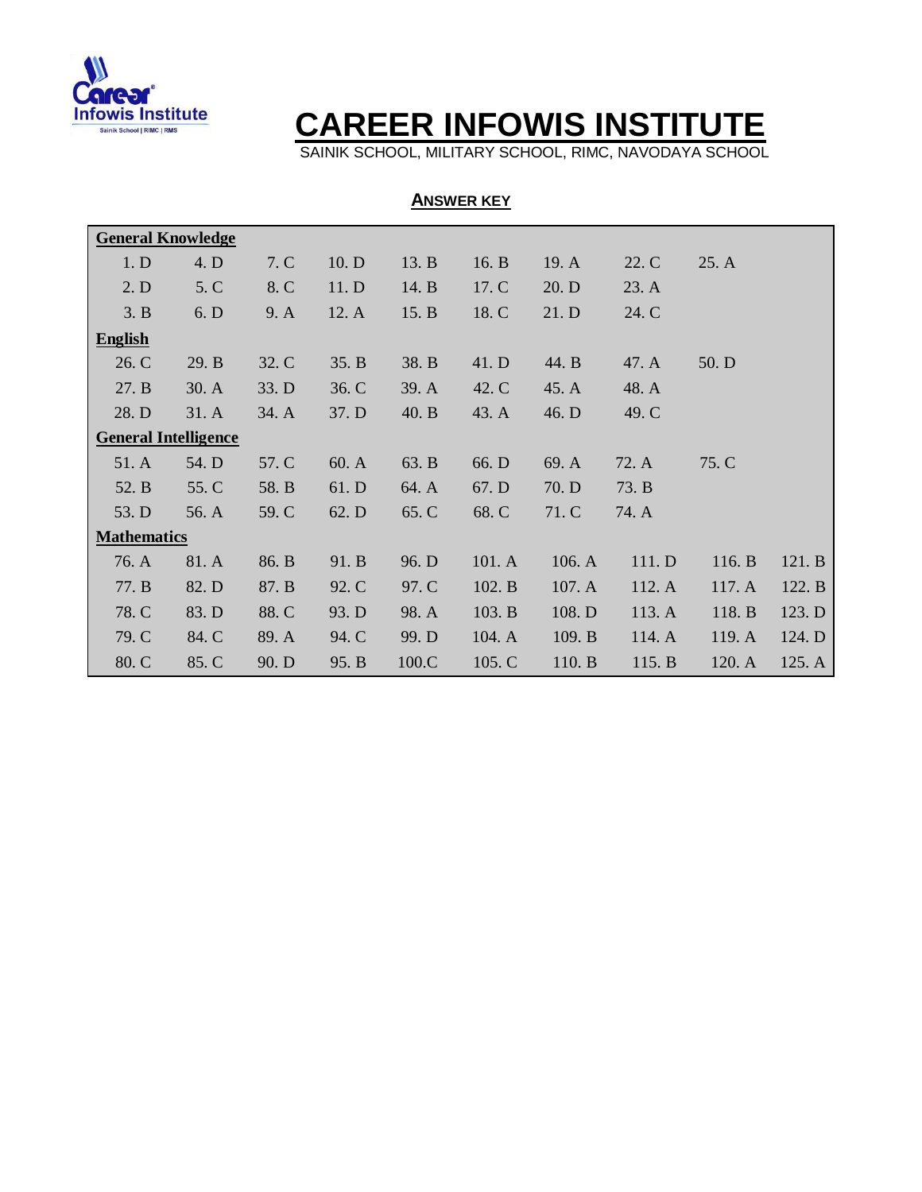# CAREER INFOWIS INSTITUTE

SAINIK SCHOOL, MILITARY SCHOOL, RIMC, NAVODAYA SCHOOL

## ANSWER KEY

**General Knowledge**

| | | | | | | | | | |
|---|---|---|---|---|---|---|---|---|---|
| 1. D | 4. D | 7. C | 10. D | 13. B | 16. B | 19. A | 22. C | 25. A | |
| 2. D | 5. C | 8. C | 11. D | 14. B | 17. C | 20. D | 23. A | | |
| 3. B | 6. D | 9. A | 12. A | 15. B | 18. C | 21. D | 24. C | | |

**English**

| | | | | | | | | | |
|---|---|---|---|---|---|---|---|---|---|
| 26. C | 29. B | 32. C | 35. B | 38. B | 41. D | 44. B | 47. A | 50. D | |
| 27. B | 30. A | 33. D | 36. C | 39. A | 42. C | 45. A | 48. A | | |
| 28. D | 31. A | 34. A | 37. D | 40. B | 43. A | 46. D | 49. C | | |

**General Intelligence**

| | | | | | | | | | |
|---|---|---|---|---|---|---|---|---|---|
| 51. A | 54. D | 57. C | 60. A | 63. B | 66. D | 69. A | 72. A | 75. C | |
| 52. B | 55. C | 58. B | 61. D | 64. A | 67. D | 70. D | 73. B | | |
| 53. D | 56. A | 59. C | 62. D | 65. C | 68. C | 71. C | 74. A | | |

**Mathematics**

| | | | | | | | | | |
|---|---|---|---|---|---|---|---|---|---|
| 76. A | 81. A | 86. B | 91. B | 96. D | 101. A | 106. A | 111. D | 116. B | 121. B |
| 77. B | 82. D | 87. B | 92. C | 97. C | 102. B | 107. A | 112. A | 117. A | 122. B |
| 78. C | 83. D | 88. C | 93. D | 98. A | 103. B | 108. D | 113. A | 118. B | 123. D |
| 79. C | 84. C | 89. A | 94. C | 99. D | 104. A | 109. B | 114. A | 119. A | 124. D |
| 80. C | 85. C | 90. D | 95. B | 100.C | 105. C | 110. B | 115. B | 120. A | 125. A |